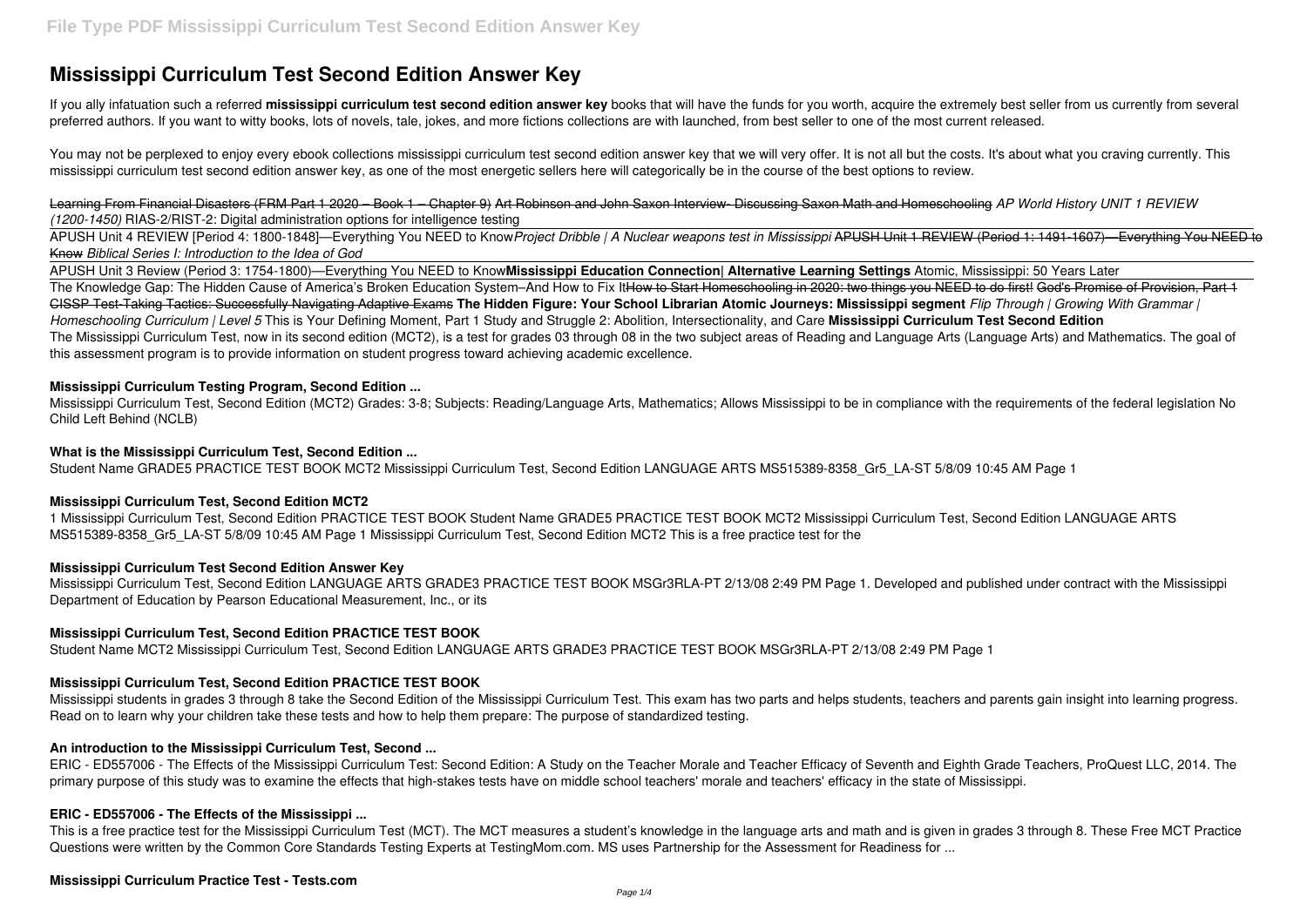# Mississippi Curriculum Test Second Edition Answer Key

If you ally infatuation such a referred **mississippi curriculum test second edition answer key** books that will have the funds for you worth, acquire the extremely best seller from us currently from several preferred authors. If you want to witty books, lots of novels, tale, jokes, and more fictions collections are with launched, from best seller to one of the most current released.

You may not be perplexed to enjoy every ebook collections mississippi curriculum test second edition answer key that we will very offer. It is not all but the costs. It's about what you craving currently. This mississippi curriculum test second edition answer key, as one of the most energetic sellers here will categorically be in the course of the best options to review.

~~Learning From Financial Disasters (FRM Part 1 2020 – Book 1 – Chapter 9)~~ ~~Art Robinson and John Saxon Interview- Discussing Saxon Math and Homeschooling~~ *AP World History UNIT 1 REVIEW (1200-1450)* RIAS-2/RIST-2: Digital administration options for intelligence testing

APUSH Unit 4 REVIEW [Period 4: 1800-1848]—Everything You NEED to Know *Project Dribble | A Nuclear weapons test in Mississippi* ~~APUSH Unit 1 REVIEW (Period 1: 1491-1607)—Everything You NEED to Know~~ *Biblical Series I: Introduction to the Idea of God*

APUSH Unit 3 Review (Period 3: 1754-1800)—Everything You NEED to Know **Mississippi Education Connection| Alternative Learning Settings** Atomic, Mississippi: 50 Years Later

The Knowledge Gap: The Hidden Cause of America's Broken Education System–And How to Fix It ~~How to Start Homeschooling in 2020: two things you NEED to do first!~~ ~~God's Promise of Provision, Part 1~~ ~~CISSP Test-Taking Tactics: Successfully Navigating Adaptive Exams~~ **The Hidden Figure: Your School Librarian** *Atomic Journeys: Mississippi segment* *Flip Through | Growing With Grammar | Homeschooling Curriculum | Level 5* This is Your Defining Moment, Part 1 Study and Struggle 2: Abolition, Intersectionality, and Care **Mississippi Curriculum Test Second Edition**

The Mississippi Curriculum Test, now in its second edition (MCT2), is a test for grades 03 through 08 in the two subject areas of Reading and Language Arts (Language Arts) and Mathematics. The goal of this assessment program is to provide information on student progress toward achieving academic excellence.

### Mississippi Curriculum Testing Program, Second Edition ...

Mississippi Curriculum Test, Second Edition (MCT2) Grades: 3-8; Subjects: Reading/Language Arts, Mathematics; Allows Mississippi to be in compliance with the requirements of the federal legislation No Child Left Behind (NCLB)

### What is the Mississippi Curriculum Test, Second Edition ...

Student Name GRADE5 PRACTICE TEST BOOK MCT2 Mississippi Curriculum Test, Second Edition LANGUAGE ARTS MS515389-8358_Gr5_LA-ST 5/8/09 10:45 AM Page 1

### Mississippi Curriculum Test, Second Edition MCT2

1 Mississippi Curriculum Test, Second Edition PRACTICE TEST BOOK Student Name GRADE5 PRACTICE TEST BOOK MCT2 Mississippi Curriculum Test, Second Edition LANGUAGE ARTS MS515389-8358_Gr5_LA-ST 5/8/09 10:45 AM Page 1 Mississippi Curriculum Test, Second Edition MCT2 This is a free practice test for the

### Mississippi Curriculum Test Second Edition Answer Key

Mississippi Curriculum Test, Second Edition LANGUAGE ARTS GRADE3 PRACTICE TEST BOOK MSGr3RLA-PT 2/13/08 2:49 PM Page 1. Developed and published under contract with the Mississippi Department of Education by Pearson Educational Measurement, Inc., or its

### Mississippi Curriculum Test, Second Edition PRACTICE TEST BOOK

Student Name MCT2 Mississippi Curriculum Test, Second Edition LANGUAGE ARTS GRADE3 PRACTICE TEST BOOK MSGr3RLA-PT 2/13/08 2:49 PM Page 1

### Mississippi Curriculum Test, Second Edition PRACTICE TEST BOOK

Mississippi students in grades 3 through 8 take the Second Edition of the Mississippi Curriculum Test. This exam has two parts and helps students, teachers and parents gain insight into learning progress. Read on to learn why your children take these tests and how to help them prepare: The purpose of standardized testing.

### An introduction to the Mississippi Curriculum Test, Second ...

ERIC - ED557006 - The Effects of the Mississippi Curriculum Test: Second Edition: A Study on the Teacher Morale and Teacher Efficacy of Seventh and Eighth Grade Teachers, ProQuest LLC, 2014. The primary purpose of this study was to examine the effects that high-stakes tests have on middle school teachers' morale and teachers' efficacy in the state of Mississippi.

### ERIC - ED557006 - The Effects of the Mississippi ...

This is a free practice test for the Mississippi Curriculum Test (MCT). The MCT measures a student's knowledge in the language arts and math and is given in grades 3 through 8. These Free MCT Practice Questions were written by the Common Core Standards Testing Experts at TestingMom.com. MS uses Partnership for the Assessment for Readiness for ...

### Mississippi Curriculum Practice Test - Tests.com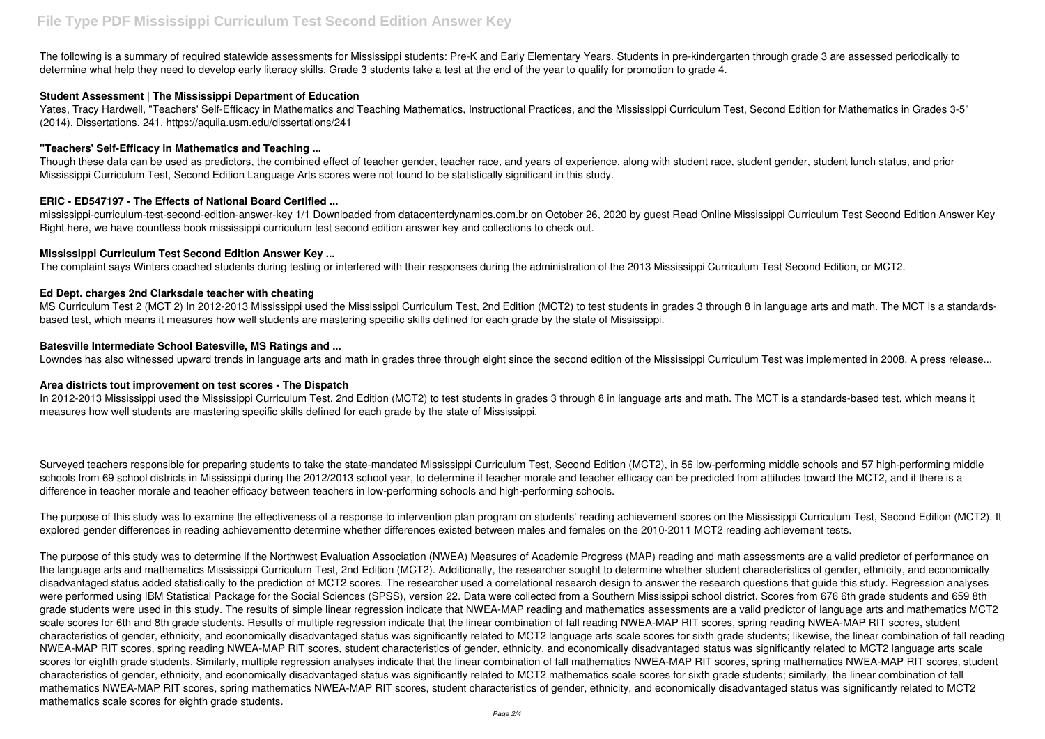The following is a summary of required statewide assessments for Mississippi students: Pre-K and Early Elementary Years. Students in pre-kindergarten through grade 3 are assessed periodically to determine what help they need to develop early literacy skills. Grade 3 students take a test at the end of the year to qualify for promotion to grade 4.

### Student Assessment | The Mississippi Department of Education

Yates, Tracy Hardwell, "Teachers' Self-Efficacy in Mathematics and Teaching Mathematics, Instructional Practices, and the Mississippi Curriculum Test, Second Edition for Mathematics in Grades 3-5" (2014). Dissertations. 241. https://aquila.usm.edu/dissertations/241

### "Teachers' Self-Efficacy in Mathematics and Teaching ...

Though these data can be used as predictors, the combined effect of teacher gender, teacher race, and years of experience, along with student race, student gender, student lunch status, and prior Mississippi Curriculum Test, Second Edition Language Arts scores were not found to be statistically significant in this study.

### ERIC - ED547197 - The Effects of National Board Certified ...

mississippi-curriculum-test-second-edition-answer-key 1/1 Downloaded from datacenterdynamics.com.br on October 26, 2020 by guest Read Online Mississippi Curriculum Test Second Edition Answer Key Right here, we have countless book mississippi curriculum test second edition answer key and collections to check out.

### Mississippi Curriculum Test Second Edition Answer Key ...

The complaint says Winters coached students during testing or interfered with their responses during the administration of the 2013 Mississippi Curriculum Test Second Edition, or MCT2.

### Ed Dept. charges 2nd Clarksdale teacher with cheating

MS Curriculum Test 2 (MCT 2) In 2012-2013 Mississippi used the Mississippi Curriculum Test, 2nd Edition (MCT2) to test students in grades 3 through 8 in language arts and math. The MCT is a standards-based test, which means it measures how well students are mastering specific skills defined for each grade by the state of Mississippi.

### Batesville Intermediate School Batesville, MS Ratings and ...

Lowndes has also witnessed upward trends in language arts and math in grades three through eight since the second edition of the Mississippi Curriculum Test was implemented in 2008. A press release...

### Area districts tout improvement on test scores - The Dispatch

In 2012-2013 Mississippi used the Mississippi Curriculum Test, 2nd Edition (MCT2) to test students in grades 3 through 8 in language arts and math. The MCT is a standards-based test, which means it measures how well students are mastering specific skills defined for each grade by the state of Mississippi.

Surveyed teachers responsible for preparing students to take the state-mandated Mississippi Curriculum Test, Second Edition (MCT2), in 56 low-performing middle schools and 57 high-performing middle schools from 69 school districts in Mississippi during the 2012/2013 school year, to determine if teacher morale and teacher efficacy can be predicted from attitudes toward the MCT2, and if there is a difference in teacher morale and teacher efficacy between teachers in low-performing schools and high-performing schools.

The purpose of this study was to examine the effectiveness of a response to intervention plan program on students' reading achievement scores on the Mississippi Curriculum Test, Second Edition (MCT2). It explored gender differences in reading achievementto determine whether differences existed between males and females on the 2010-2011 MCT2 reading achievement tests.

The purpose of this study was to determine if the Northwest Evaluation Association (NWEA) Measures of Academic Progress (MAP) reading and math assessments are a valid predictor of performance on the language arts and mathematics Mississippi Curriculum Test, 2nd Edition (MCT2). Additionally, the researcher sought to determine whether student characteristics of gender, ethnicity, and economically disadvantaged status added statistically to the prediction of MCT2 scores. The researcher used a correlational research design to answer the research questions that guide this study. Regression analyses were performed using IBM Statistical Package for the Social Sciences (SPSS), version 22. Data were collected from a Southern Mississippi school district. Scores from 676 6th grade students and 659 8th grade students were used in this study. The results of simple linear regression indicate that NWEA-MAP reading and mathematics assessments are a valid predictor of language arts and mathematics MCT2 scale scores for 6th and 8th grade students. Results of multiple regression indicate that the linear combination of fall reading NWEA-MAP RIT scores, spring reading NWEA-MAP RIT scores, student characteristics of gender, ethnicity, and economically disadvantaged status was significantly related to MCT2 language arts scale scores for sixth grade students; likewise, the linear combination of fall reading NWEA-MAP RIT scores, spring reading NWEA-MAP RIT scores, student characteristics of gender, ethnicity, and economically disadvantaged status was significantly related to MCT2 language arts scale scores for eighth grade students. Similarly, multiple regression analyses indicate that the linear combination of fall mathematics NWEA-MAP RIT scores, spring mathematics NWEA-MAP RIT scores, student characteristics of gender, ethnicity, and economically disadvantaged status was significantly related to MCT2 mathematics scale scores for sixth grade students; similarly, the linear combination of fall mathematics NWEA-MAP RIT scores, spring mathematics NWEA-MAP RIT scores, student characteristics of gender, ethnicity, and economically disadvantaged status was significantly related to MCT2 mathematics scale scores for eighth grade students.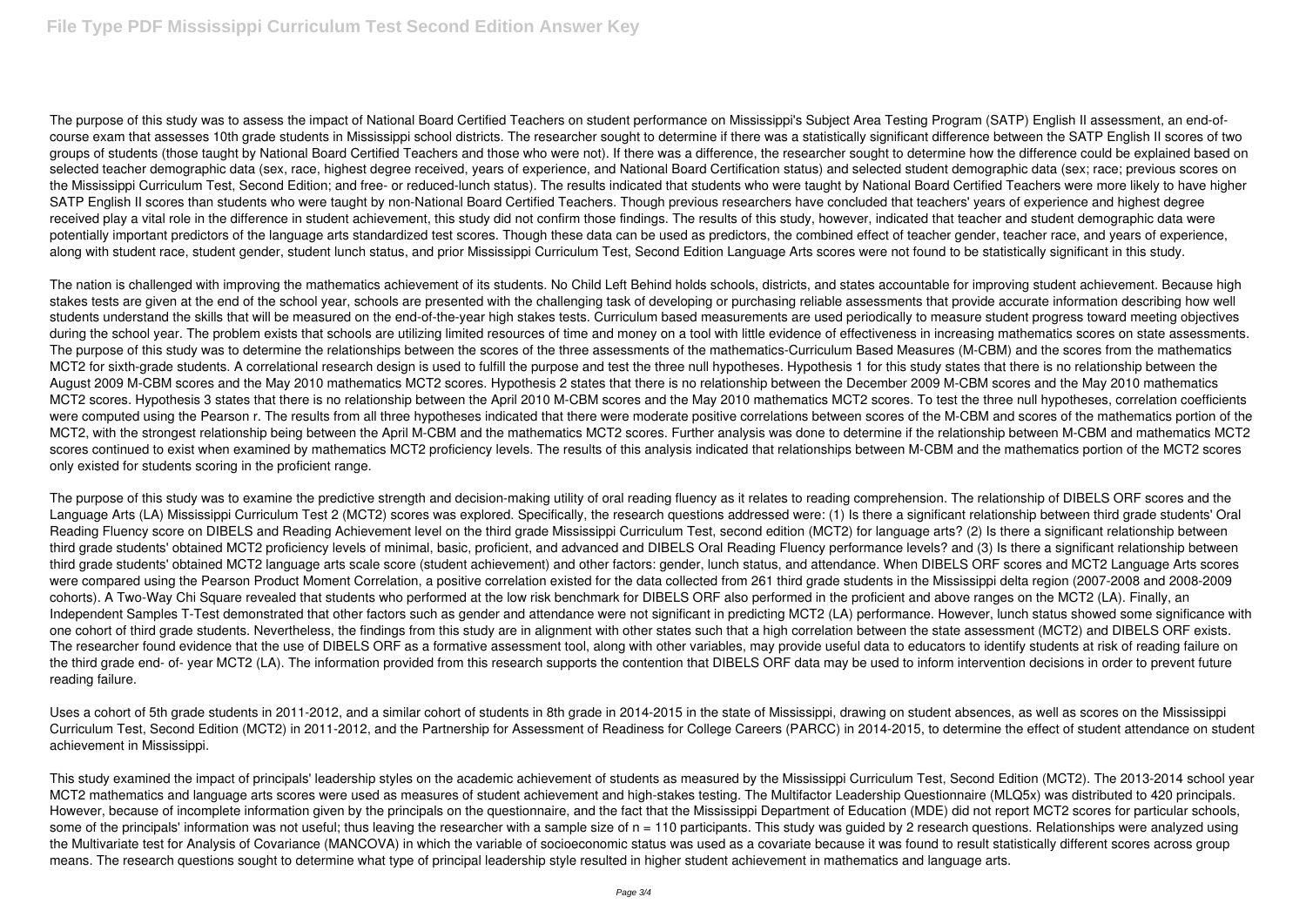The purpose of this study was to assess the impact of National Board Certified Teachers on student performance on Mississippi's Subject Area Testing Program (SATP) English II assessment, an end-of-course exam that assesses 10th grade students in Mississippi school districts. The researcher sought to determine if there was a statistically significant difference between the SATP English II scores of two groups of students (those taught by National Board Certified Teachers and those who were not). If there was a difference, the researcher sought to determine how the difference could be explained based on selected teacher demographic data (sex, race, highest degree received, years of experience, and National Board Certification status) and selected student demographic data (sex; race; previous scores on the Mississippi Curriculum Test, Second Edition; and free- or reduced-lunch status). The results indicated that students who were taught by National Board Certified Teachers were more likely to have higher SATP English II scores than students who were taught by non-National Board Certified Teachers. Though previous researchers have concluded that teachers' years of experience and highest degree received play a vital role in the difference in student achievement, this study did not confirm those findings. The results of this study, however, indicated that teacher and student demographic data were potentially important predictors of the language arts standardized test scores. Though these data can be used as predictors, the combined effect of teacher gender, teacher race, and years of experience, along with student race, student gender, student lunch status, and prior Mississippi Curriculum Test, Second Edition Language Arts scores were not found to be statistically significant in this study.

The nation is challenged with improving the mathematics achievement of its students. No Child Left Behind holds schools, districts, and states accountable for improving student achievement. Because high stakes tests are given at the end of the school year, schools are presented with the challenging task of developing or purchasing reliable assessments that provide accurate information describing how well students understand the skills that will be measured on the end-of-the-year high stakes tests. Curriculum based measurements are used periodically to measure student progress toward meeting objectives during the school year. The problem exists that schools are utilizing limited resources of time and money on a tool with little evidence of effectiveness in increasing mathematics scores on state assessments. The purpose of this study was to determine the relationships between the scores of the three assessments of the mathematics-Curriculum Based Measures (M-CBM) and the scores from the mathematics MCT2 for sixth-grade students. A correlational research design is used to fulfill the purpose and test the three null hypotheses. Hypothesis 1 for this study states that there is no relationship between the August 2009 M-CBM scores and the May 2010 mathematics MCT2 scores. Hypothesis 2 states that there is no relationship between the December 2009 M-CBM scores and the May 2010 mathematics MCT2 scores. Hypothesis 3 states that there is no relationship between the April 2010 M-CBM scores and the May 2010 mathematics MCT2 scores. To test the three null hypotheses, correlation coefficients were computed using the Pearson r. The results from all three hypotheses indicated that there were moderate positive correlations between scores of the M-CBM and scores of the mathematics portion of the MCT2, with the strongest relationship being between the April M-CBM and the mathematics MCT2 scores. Further analysis was done to determine if the relationship between M-CBM and mathematics MCT2 scores continued to exist when examined by mathematics MCT2 proficiency levels. The results of this analysis indicated that relationships between M-CBM and the mathematics portion of the MCT2 scores only existed for students scoring in the proficient range.

The purpose of this study was to examine the predictive strength and decision-making utility of oral reading fluency as it relates to reading comprehension. The relationship of DIBELS ORF scores and the Language Arts (LA) Mississippi Curriculum Test 2 (MCT2) scores was explored. Specifically, the research questions addressed were: (1) Is there a significant relationship between third grade students' Oral Reading Fluency score on DIBELS and Reading Achievement level on the third grade Mississippi Curriculum Test, second edition (MCT2) for language arts? (2) Is there a significant relationship between third grade students' obtained MCT2 proficiency levels of minimal, basic, proficient, and advanced and DIBELS Oral Reading Fluency performance levels? and (3) Is there a significant relationship between third grade students' obtained MCT2 language arts scale score (student achievement) and other factors: gender, lunch status, and attendance. When DIBELS ORF scores and MCT2 Language Arts scores were compared using the Pearson Product Moment Correlation, a positive correlation existed for the data collected from 261 third grade students in the Mississippi delta region (2007-2008 and 2008-2009 cohorts). A Two-Way Chi Square revealed that students who performed at the low risk benchmark for DIBELS ORF also performed in the proficient and above ranges on the MCT2 (LA). Finally, an Independent Samples T-Test demonstrated that other factors such as gender and attendance were not significant in predicting MCT2 (LA) performance. However, lunch status showed some significance with one cohort of third grade students. Nevertheless, the findings from this study are in alignment with other states such that a high correlation between the state assessment (MCT2) and DIBELS ORF exists. The researcher found evidence that the use of DIBELS ORF as a formative assessment tool, along with other variables, may provide useful data to educators to identify students at risk of reading failure on the third grade end- of- year MCT2 (LA). The information provided from this research supports the contention that DIBELS ORF data may be used to inform intervention decisions in order to prevent future reading failure.

Uses a cohort of 5th grade students in 2011-2012, and a similar cohort of students in 8th grade in 2014-2015 in the state of Mississippi, drawing on student absences, as well as scores on the Mississippi Curriculum Test, Second Edition (MCT2) in 2011-2012, and the Partnership for Assessment of Readiness for College Careers (PARCC) in 2014-2015, to determine the effect of student attendance on student achievement in Mississippi.

This study examined the impact of principals' leadership styles on the academic achievement of students as measured by the Mississippi Curriculum Test, Second Edition (MCT2). The 2013-2014 school year MCT2 mathematics and language arts scores were used as measures of student achievement and high-stakes testing. The Multifactor Leadership Questionnaire (MLQ5x) was distributed to 420 principals. However, because of incomplete information given by the principals on the questionnaire, and the fact that the Mississippi Department of Education (MDE) did not report MCT2 scores for particular schools, some of the principals' information was not useful; thus leaving the researcher with a sample size of $n = 110$ participants. This study was guided by 2 research questions. Relationships were analyzed using the Multivariate test for Analysis of Covariance (MANCOVA) in which the variable of socioeconomic status was used as a covariate because it was found to result statistically different scores across group means. The research questions sought to determine what type of principal leadership style resulted in higher student achievement in mathematics and language arts.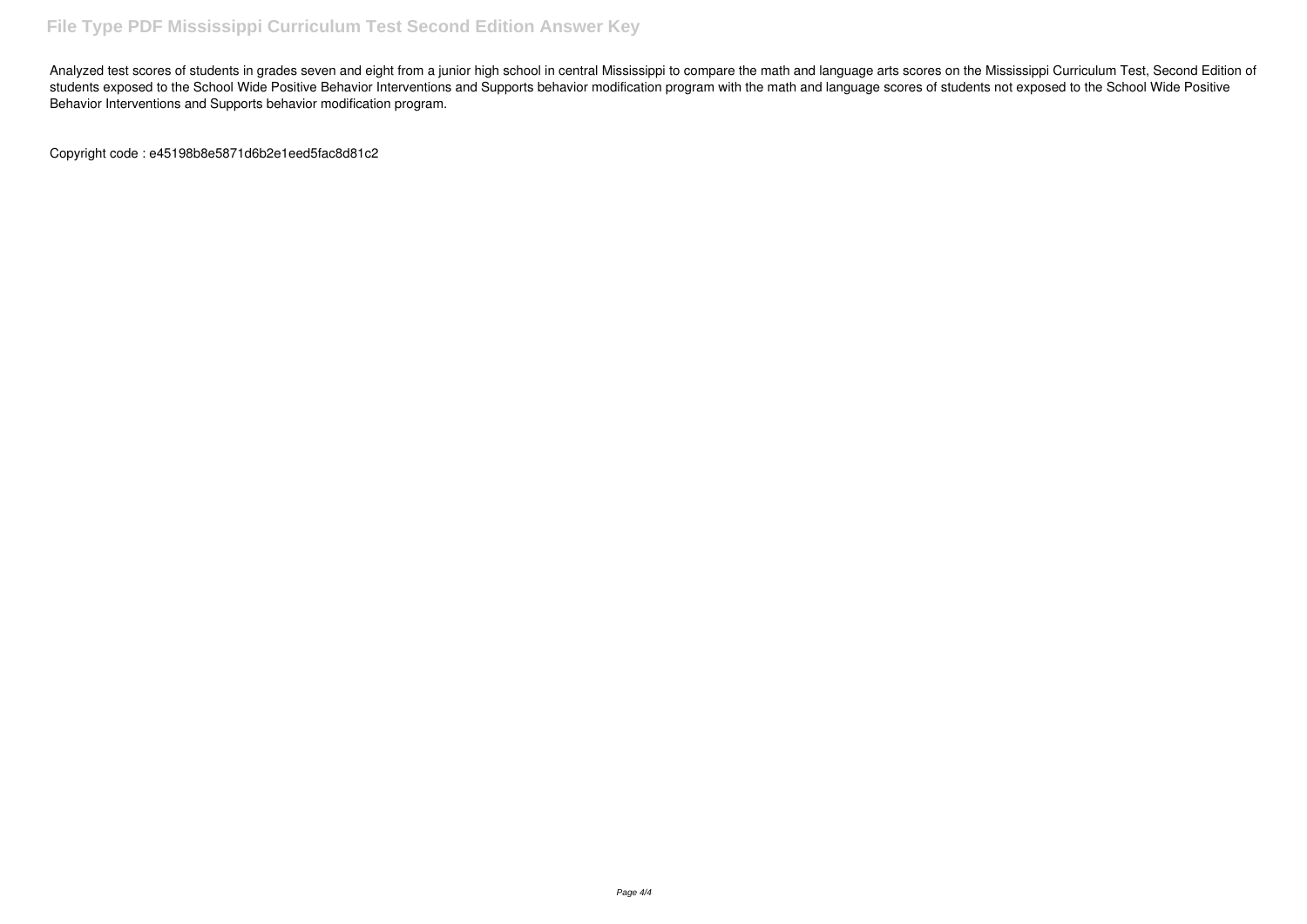Analyzed test scores of students in grades seven and eight from a junior high school in central Mississippi to compare the math and language arts scores on the Mississippi Curriculum Test, Second Edition of students exposed to the School Wide Positive Behavior Interventions and Supports behavior modification program with the math and language scores of students not exposed to the School Wide Positive Behavior Interventions and Supports behavior modification program.

Copyright code : e45198b8e5871d6b2e1eed5fac8d81c2